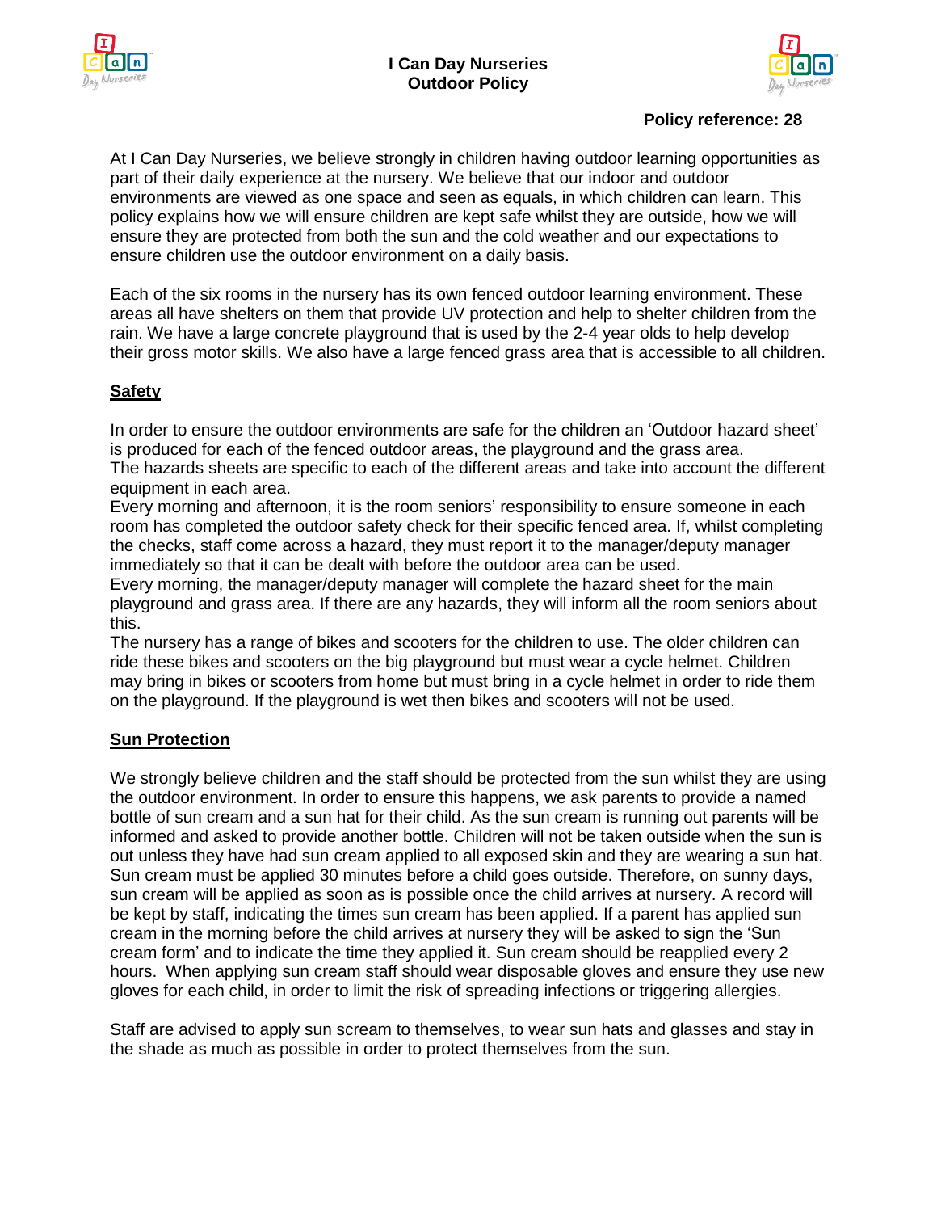# I Can Day Nurseries
# Outdoor Policy

**Policy reference: 28**

At I Can Day Nurseries, we believe strongly in children having outdoor learning opportunities as part of their daily experience at the nursery. We believe that our indoor and outdoor environments are viewed as one space and seen as equals, in which children can learn. This policy explains how we will ensure children are kept safe whilst they are outside, how we will ensure they are protected from both the sun and the cold weather and our expectations to ensure children use the outdoor environment on a daily basis.

Each of the six rooms in the nursery has its own fenced outdoor learning environment. These areas all have shelters on them that provide UV protection and help to shelter children from the rain. We have a large concrete playground that is used by the 2-4 year olds to help develop their gross motor skills. We also have a large fenced grass area that is accessible to all children.

## Safety

In order to ensure the outdoor environments are safe for the children an 'Outdoor hazard sheet' is produced for each of the fenced outdoor areas, the playground and the grass area.
The hazards sheets are specific to each of the different areas and take into account the different equipment in each area.
Every morning and afternoon, it is the room seniors' responsibility to ensure someone in each room has completed the outdoor safety check for their specific fenced area. If, whilst completing the checks, staff come across a hazard, they must report it to the manager/deputy manager immediately so that it can be dealt with before the outdoor area can be used.
Every morning, the manager/deputy manager will complete the hazard sheet for the main playground and grass area. If there are any hazards, they will inform all the room seniors about this.
The nursery has a range of bikes and scooters for the children to use. The older children can ride these bikes and scooters on the big playground but must wear a cycle helmet. Children may bring in bikes or scooters from home but must bring in a cycle helmet in order to ride them on the playground. If the playground is wet then bikes and scooters will not be used.

## Sun Protection

We strongly believe children and the staff should be protected from the sun whilst they are using the outdoor environment. In order to ensure this happens, we ask parents to provide a named bottle of sun cream and a sun hat for their child. As the sun cream is running out parents will be informed and asked to provide another bottle. Children will not be taken outside when the sun is out unless they have had sun cream applied to all exposed skin and they are wearing a sun hat. Sun cream must be applied 30 minutes before a child goes outside. Therefore, on sunny days, sun cream will be applied as soon as is possible once the child arrives at nursery. A record will be kept by staff, indicating the times sun cream has been applied. If a parent has applied sun cream in the morning before the child arrives at nursery they will be asked to sign the 'Sun cream form' and to indicate the time they applied it. Sun cream should be reapplied every 2 hours. When applying sun cream staff should wear disposable gloves and ensure they use new gloves for each child, in order to limit the risk of spreading infections or triggering allergies.

Staff are advised to apply sun scream to themselves, to wear sun hats and glasses and stay in the shade as much as possible in order to protect themselves from the sun.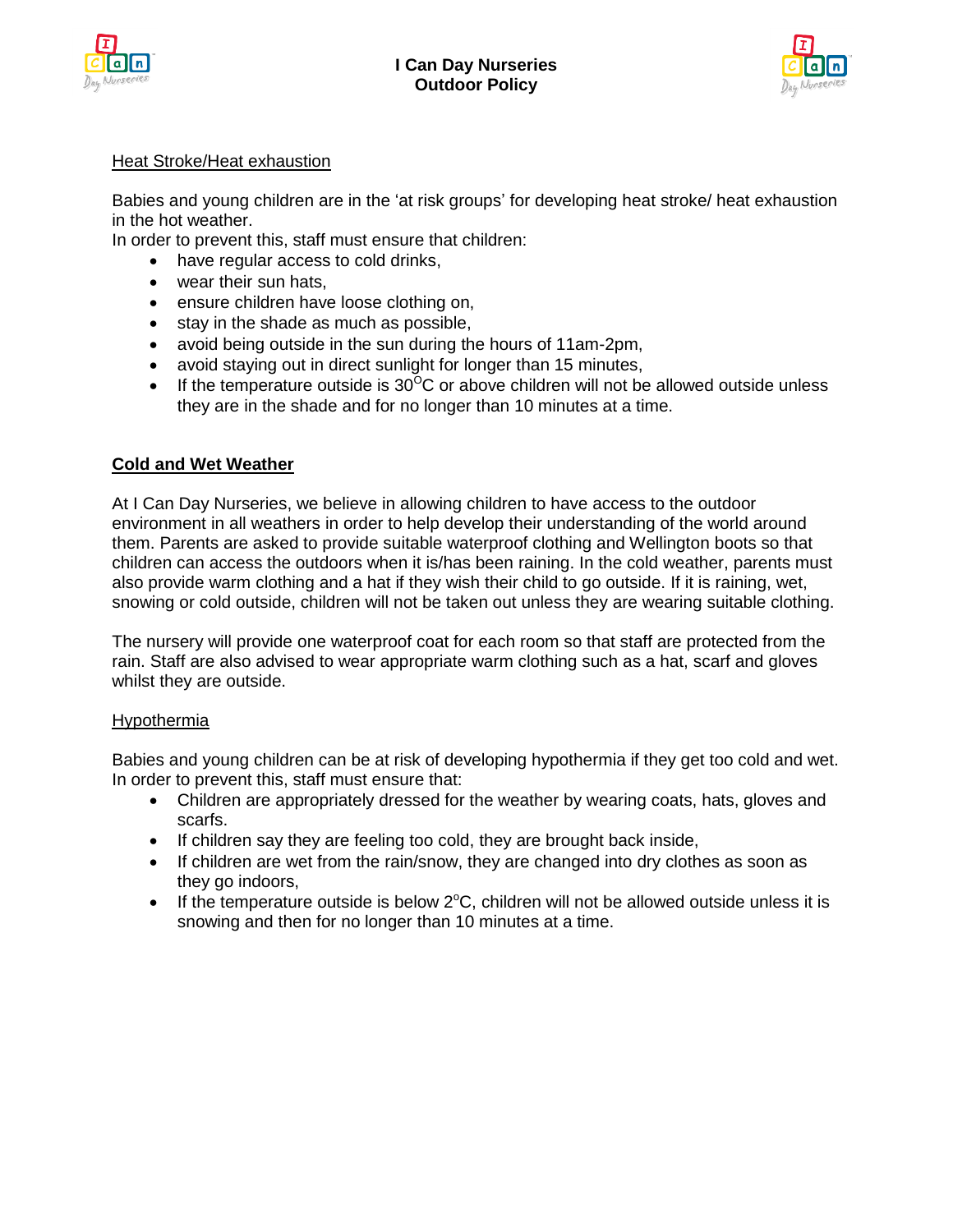### Heat Stroke/Heat exhaustion

Babies and young children are in the 'at risk groups' for developing heat stroke/ heat exhaustion in the hot weather.
In order to prevent this, staff must ensure that children:

- have regular access to cold drinks,
- wear their sun hats,
- ensure children have loose clothing on,
- stay in the shade as much as possible,
- avoid being outside in the sun during the hours of 11am-2pm,
- avoid staying out in direct sunlight for longer than 15 minutes,
- If the temperature outside is 30$^{O}$C or above children will not be allowed outside unless they are in the shade and for no longer than 10 minutes at a time.

## Cold and Wet Weather

At I Can Day Nurseries, we believe in allowing children to have access to the outdoor environment in all weathers in order to help develop their understanding of the world around them. Parents are asked to provide suitable waterproof clothing and Wellington boots so that children can access the outdoors when it is/has been raining. In the cold weather, parents must also provide warm clothing and a hat if they wish their child to go outside. If it is raining, wet, snowing or cold outside, children will not be taken out unless they are wearing suitable clothing.

The nursery will provide one waterproof coat for each room so that staff are protected from the rain. Staff are also advised to wear appropriate warm clothing such as a hat, scarf and gloves whilst they are outside.

### Hypothermia

Babies and young children can be at risk of developing hypothermia if they get too cold and wet. In order to prevent this, staff must ensure that:

- Children are appropriately dressed for the weather by wearing coats, hats, gloves and scarfs.
- If children say they are feeling too cold, they are brought back inside,
- If children are wet from the rain/snow, they are changed into dry clothes as soon as they go indoors,
- If the temperature outside is below 2$^{o}$C, children will not be allowed outside unless it is snowing and then for no longer than 10 minutes at a time.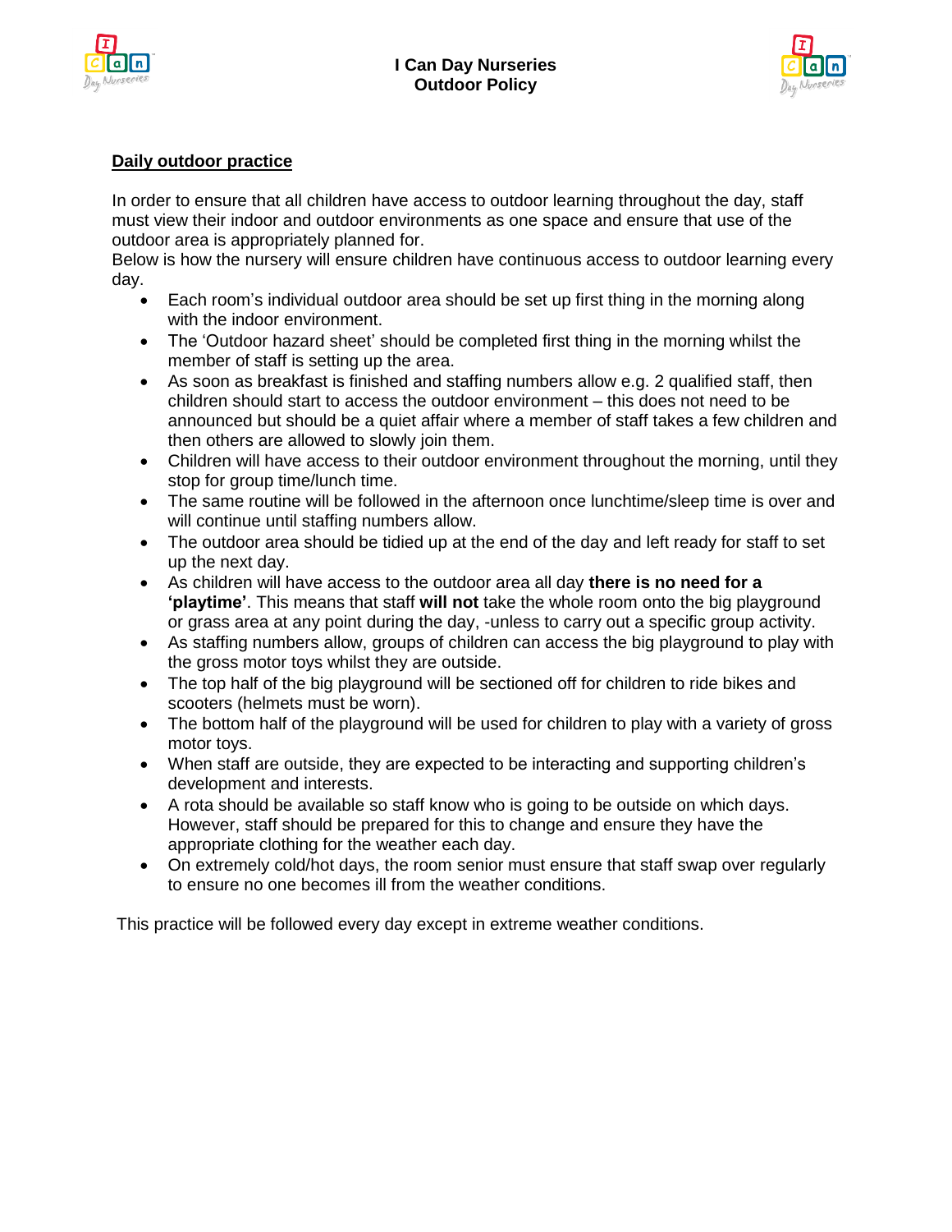## Daily outdoor practice

In order to ensure that all children have access to outdoor learning throughout the day, staff must view their indoor and outdoor environments as one space and ensure that use of the outdoor area is appropriately planned for.
Below is how the nursery will ensure children have continuous access to outdoor learning every day.

- Each room's individual outdoor area should be set up first thing in the morning along with the indoor environment.
- The 'Outdoor hazard sheet' should be completed first thing in the morning whilst the member of staff is setting up the area.
- As soon as breakfast is finished and staffing numbers allow e.g. 2 qualified staff, then children should start to access the outdoor environment – this does not need to be announced but should be a quiet affair where a member of staff takes a few children and then others are allowed to slowly join them.
- Children will have access to their outdoor environment throughout the morning, until they stop for group time/lunch time.
- The same routine will be followed in the afternoon once lunchtime/sleep time is over and will continue until staffing numbers allow.
- The outdoor area should be tidied up at the end of the day and left ready for staff to set up the next day.
- As children will have access to the outdoor area all day **there is no need for a 'playtime'**. This means that staff **will not** take the whole room onto the big playground or grass area at any point during the day, -unless to carry out a specific group activity.
- As staffing numbers allow, groups of children can access the big playground to play with the gross motor toys whilst they are outside.
- The top half of the big playground will be sectioned off for children to ride bikes and scooters (helmets must be worn).
- The bottom half of the playground will be used for children to play with a variety of gross motor toys.
- When staff are outside, they are expected to be interacting and supporting children's development and interests.
- A rota should be available so staff know who is going to be outside on which days. However, staff should be prepared for this to change and ensure they have the appropriate clothing for the weather each day.
- On extremely cold/hot days, the room senior must ensure that staff swap over regularly to ensure no one becomes ill from the weather conditions.

This practice will be followed every day except in extreme weather conditions.